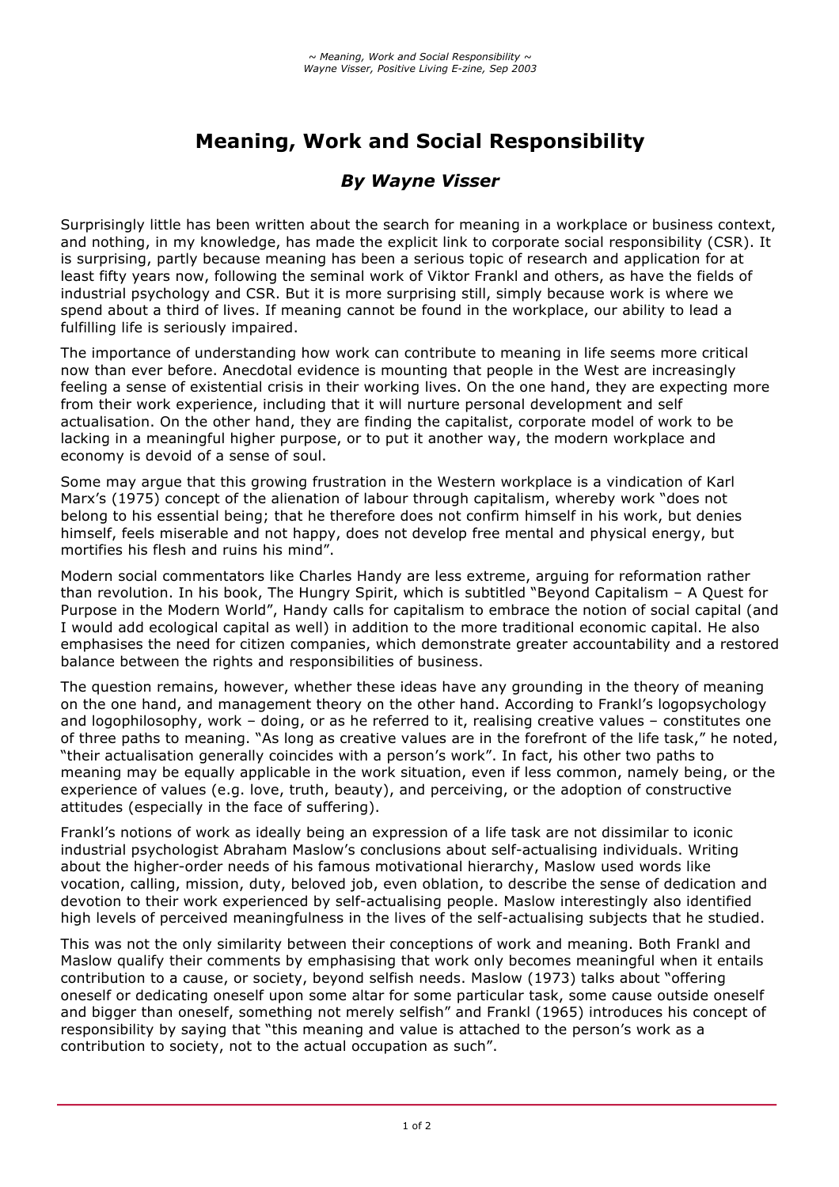# Meaning, Work and Social Responsibility

### *By Wayne Visser*

Surprisingly little has been written about the search for meaning in a workplace or business context, and nothing, in my knowledge, has made the explicit link to corporate social responsibility (CSR). It is surprising, partly because meaning has been a serious topic of research and application for at least fifty years now, following the seminal work of Viktor Frankl and others, as have the fields of industrial psychology and CSR. But it is more surprising still, simply because work is where we spend about a third of lives. If meaning cannot be found in the workplace, our ability to lead a fulfilling life is seriously impaired.

The importance of understanding how work can contribute to meaning in life seems more critical now than ever before. Anecdotal evidence is mounting that people in the West are increasingly feeling a sense of existential crisis in their working lives. On the one hand, they are expecting more from their work experience, including that it will nurture personal development and self actualisation. On the other hand, they are finding the capitalist, corporate model of work to be lacking in a meaningful higher purpose, or to put it another way, the modern workplace and economy is devoid of a sense of soul.

Some may argue that this growing frustration in the Western workplace is a vindication of Karl Marx's (1975) concept of the alienation of labour through capitalism, whereby work "does not belong to his essential being; that he therefore does not confirm himself in his work, but denies himself, feels miserable and not happy, does not develop free mental and physical energy, but mortifies his flesh and ruins his mind".

Modern social commentators like Charles Handy are less extreme, arguing for reformation rather than revolution. In his book, The Hungry Spirit, which is subtitled "Beyond Capitalism – A Quest for Purpose in the Modern World", Handy calls for capitalism to embrace the notion of social capital (and I would add ecological capital as well) in addition to the more traditional economic capital. He also emphasises the need for citizen companies, which demonstrate greater accountability and a restored balance between the rights and responsibilities of business.

The question remains, however, whether these ideas have any grounding in the theory of meaning on the one hand, and management theory on the other hand. According to Frankl's logopsychology and logophilosophy, work – doing, or as he referred to it, realising creative values – constitutes one of three paths to meaning. "As long as creative values are in the forefront of the life task," he noted, "their actualisation generally coincides with a person's work". In fact, his other two paths to meaning may be equally applicable in the work situation, even if less common, namely being, or the experience of values (e.g. love, truth, beauty), and perceiving, or the adoption of constructive attitudes (especially in the face of suffering).

Frankl's notions of work as ideally being an expression of a life task are not dissimilar to iconic industrial psychologist Abraham Maslow's conclusions about self-actualising individuals. Writing about the higher-order needs of his famous motivational hierarchy, Maslow used words like vocation, calling, mission, duty, beloved job, even oblation, to describe the sense of dedication and devotion to their work experienced by self-actualising people. Maslow interestingly also identified high levels of perceived meaningfulness in the lives of the self-actualising subjects that he studied.

This was not the only similarity between their conceptions of work and meaning. Both Frankl and Maslow qualify their comments by emphasising that work only becomes meaningful when it entails contribution to a cause, or society, beyond selfish needs. Maslow (1973) talks about "offering oneself or dedicating oneself upon some altar for some particular task, some cause outside oneself and bigger than oneself, something not merely selfish" and Frankl (1965) introduces his concept of responsibility by saying that "this meaning and value is attached to the person's work as a contribution to society, not to the actual occupation as such".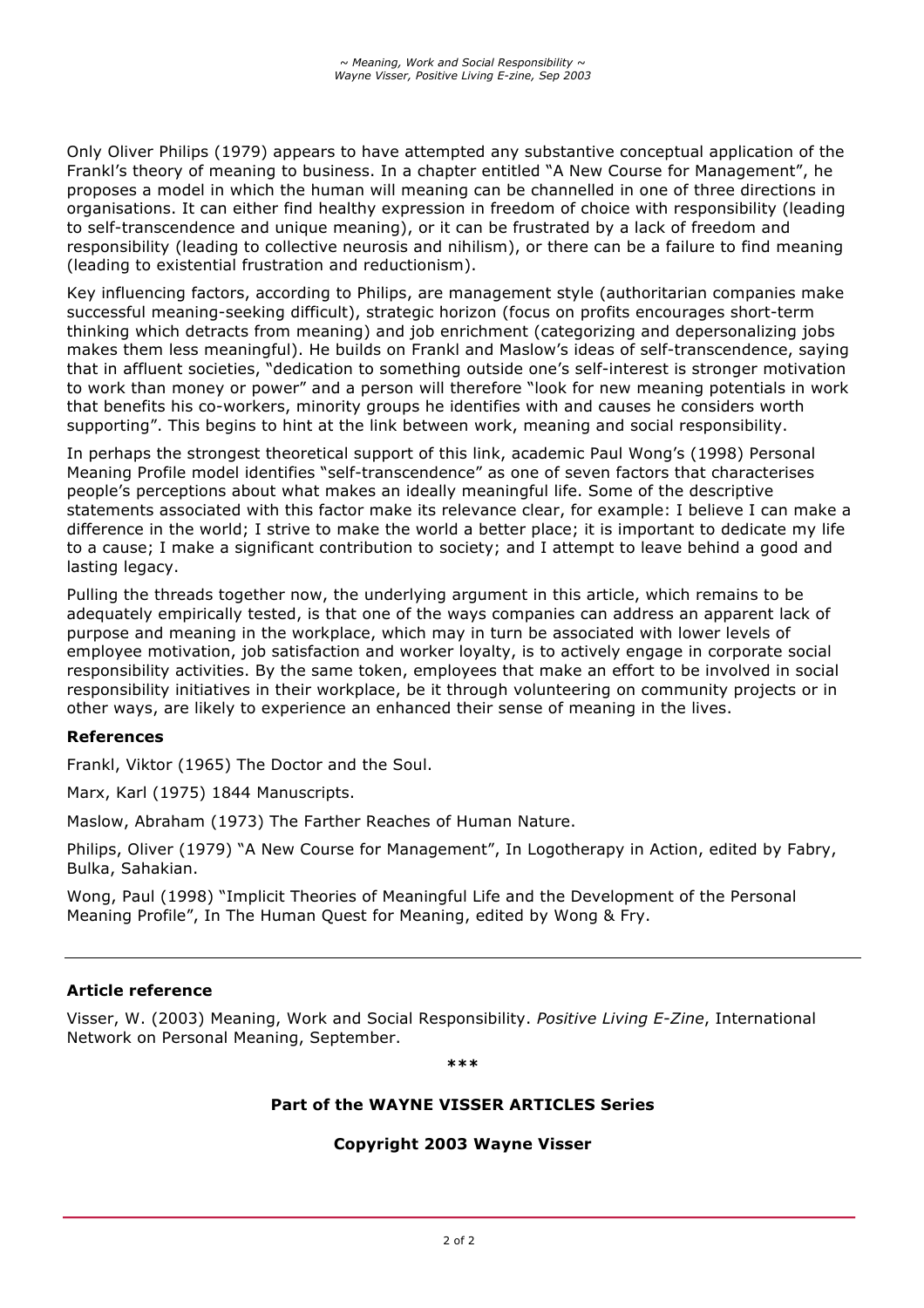Only Oliver Philips (1979) appears to have attempted any substantive conceptual application of the Frankl's theory of meaning to business. In a chapter entitled "A New Course for Management", he proposes a model in which the human will meaning can be channelled in one of three directions in organisations. It can either find healthy expression in freedom of choice with responsibility (leading to self-transcendence and unique meaning), or it can be frustrated by a lack of freedom and responsibility (leading to collective neurosis and nihilism), or there can be a failure to find meaning (leading to existential frustration and reductionism).

Key influencing factors, according to Philips, are management style (authoritarian companies make successful meaning-seeking difficult), strategic horizon (focus on profits encourages short-term thinking which detracts from meaning) and job enrichment (categorizing and depersonalizing jobs makes them less meaningful). He builds on Frankl and Maslow's ideas of self-transcendence, saying that in affluent societies, "dedication to something outside one's self-interest is stronger motivation to work than money or power" and a person will therefore "look for new meaning potentials in work that benefits his co-workers, minority groups he identifies with and causes he considers worth supporting". This begins to hint at the link between work, meaning and social responsibility.

In perhaps the strongest theoretical support of this link, academic Paul Wong's (1998) Personal Meaning Profile model identifies "self-transcendence" as one of seven factors that characterises people's perceptions about what makes an ideally meaningful life. Some of the descriptive statements associated with this factor make its relevance clear, for example: I believe I can make a difference in the world; I strive to make the world a better place; it is important to dedicate my life to a cause; I make a significant contribution to society; and I attempt to leave behind a good and lasting legacy.

Pulling the threads together now, the underlying argument in this article, which remains to be adequately empirically tested, is that one of the ways companies can address an apparent lack of purpose and meaning in the workplace, which may in turn be associated with lower levels of employee motivation, job satisfaction and worker loyalty, is to actively engage in corporate social responsibility activities. By the same token, employees that make an effort to be involved in social responsibility initiatives in their workplace, be it through volunteering on community projects or in other ways, are likely to experience an enhanced their sense of meaning in the lives.

### References

Frankl, Viktor (1965) The Doctor and the Soul.

Marx, Karl (1975) 1844 Manuscripts.

Maslow, Abraham (1973) The Farther Reaches of Human Nature.

Philips, Oliver (1979) "A New Course for Management", In Logotherapy in Action, edited by Fabry, Bulka, Sahakian.

Wong, Paul (1998) "Implicit Theories of Meaningful Life and the Development of the Personal Meaning Profile", In The Human Quest for Meaning, edited by Wong & Fry.

---

### Article reference

Visser, W. (2003) Meaning, Work and Social Responsibility. *Positive Living E-Zine*, International Network on Personal Meaning, September.

***

**Part of the WAYNE VISSER ARTICLES Series**

**Copyright 2003 Wayne Visser**